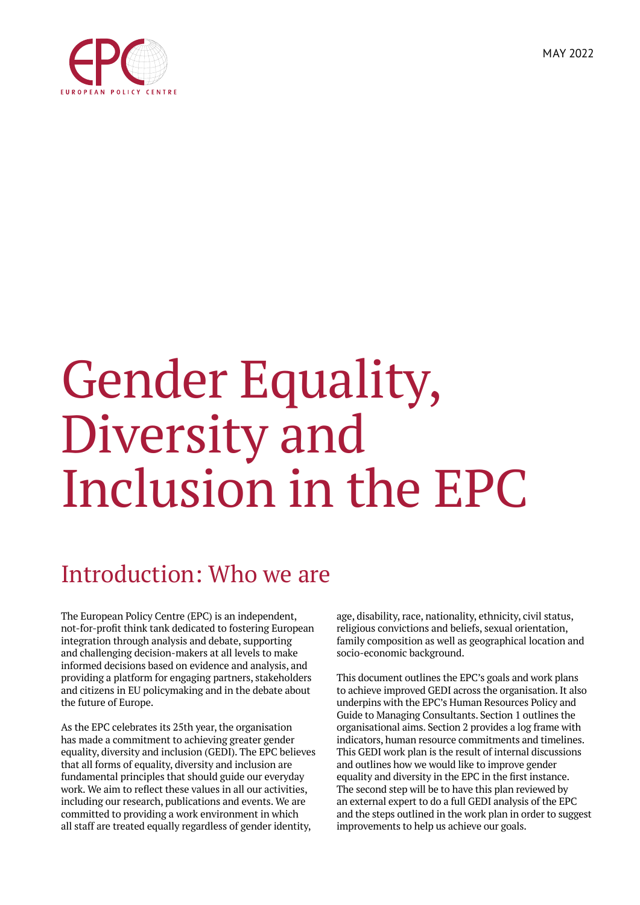MAY 2022

# Gender Equality, Diversity and Inclusion in the EPC

## Introduction: Who we are

The European Policy Centre (EPC) is an independent, not-for-profit think tank dedicated to fostering European integration through analysis and debate, supporting and challenging decision-makers at all levels to make informed decisions based on evidence and analysis, and providing a platform for engaging partners, stakeholders and citizens in EU policymaking and in the debate about the future of Europe.

As the EPC celebrates its 25th year, the organisation has made a commitment to achieving greater gender equality, diversity and inclusion (GEDI). The EPC believes that all forms of equality, diversity and inclusion are fundamental principles that should guide our everyday work. We aim to reflect these values in all our activities, including our research, publications and events. We are committed to providing a work environment in which all staff are treated equally regardless of gender identity, age, disability, race, nationality, ethnicity, civil status, religious convictions and beliefs, sexual orientation, family composition as well as geographical location and socio-economic background.

This document outlines the EPC's goals and work plans to achieve improved GEDI across the organisation. It also underpins with the EPC's Human Resources Policy and Guide to Managing Consultants. Section 1 outlines the organisational aims. Section 2 provides a log frame with indicators, human resource commitments and timelines. This GEDI work plan is the result of internal discussions and outlines how we would like to improve gender equality and diversity in the EPC in the first instance. The second step will be to have this plan reviewed by an external expert to do a full GEDI analysis of the EPC and the steps outlined in the work plan in order to suggest improvements to help us achieve our goals.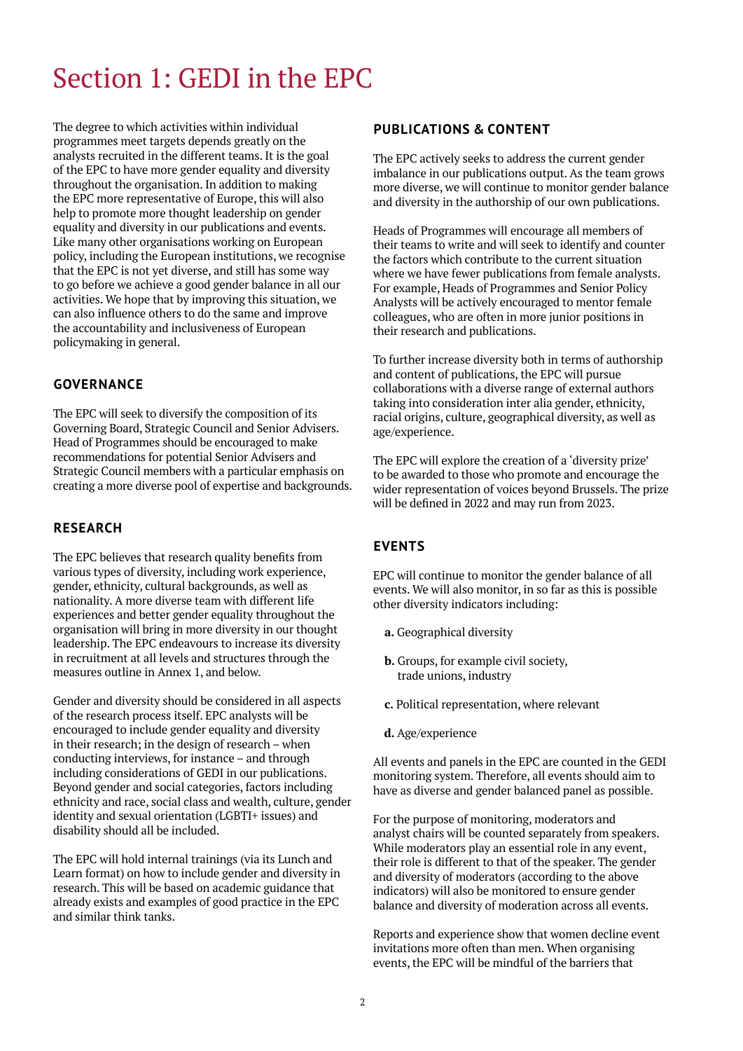# Section 1: GEDI in the EPC

The degree to which activities within individual programmes meet targets depends greatly on the analysts recruited in the different teams. It is the goal of the EPC to have more gender equality and diversity throughout the organisation. In addition to making the EPC more representative of Europe, this will also help to promote more thought leadership on gender equality and diversity in our publications and events. Like many other organisations working on European policy, including the European institutions, we recognise that the EPC is not yet diverse, and still has some way to go before we achieve a good gender balance in all our activities. We hope that by improving this situation, we can also influence others to do the same and improve the accountability and inclusiveness of European policymaking in general.

## GOVERNANCE

The EPC will seek to diversify the composition of its Governing Board, Strategic Council and Senior Advisers. Head of Programmes should be encouraged to make recommendations for potential Senior Advisers and Strategic Council members with a particular emphasis on creating a more diverse pool of expertise and backgrounds.

## RESEARCH

The EPC believes that research quality benefits from various types of diversity, including work experience, gender, ethnicity, cultural backgrounds, as well as nationality. A more diverse team with different life experiences and better gender equality throughout the organisation will bring in more diversity in our thought leadership. The EPC endeavours to increase its diversity in recruitment at all levels and structures through the measures outline in Annex 1, and below.

Gender and diversity should be considered in all aspects of the research process itself. EPC analysts will be encouraged to include gender equality and diversity in their research; in the design of research – when conducting interviews, for instance – and through including considerations of GEDI in our publications. Beyond gender and social categories, factors including ethnicity and race, social class and wealth, culture, gender identity and sexual orientation (LGBTI+ issues) and disability should all be included.

The EPC will hold internal trainings (via its Lunch and Learn format) on how to include gender and diversity in research. This will be based on academic guidance that already exists and examples of good practice in the EPC and similar think tanks.

## PUBLICATIONS & CONTENT

The EPC actively seeks to address the current gender imbalance in our publications output. As the team grows more diverse, we will continue to monitor gender balance and diversity in the authorship of our own publications.

Heads of Programmes will encourage all members of their teams to write and will seek to identify and counter the factors which contribute to the current situation where we have fewer publications from female analysts. For example, Heads of Programmes and Senior Policy Analysts will be actively encouraged to mentor female colleagues, who are often in more junior positions in their research and publications.

To further increase diversity both in terms of authorship and content of publications, the EPC will pursue collaborations with a diverse range of external authors taking into consideration inter alia gender, ethnicity, racial origins, culture, geographical diversity, as well as age/experience.

The EPC will explore the creation of a 'diversity prize' to be awarded to those who promote and encourage the wider representation of voices beyond Brussels. The prize will be defined in 2022 and may run from 2023.

## EVENTS

EPC will continue to monitor the gender balance of all events. We will also monitor, in so far as this is possible other diversity indicators including:

**a.** Geographical diversity

**b.** Groups, for example civil society, trade unions, industry

**c.** Political representation, where relevant

**d.** Age/experience

All events and panels in the EPC are counted in the GEDI monitoring system. Therefore, all events should aim to have as diverse and gender balanced panel as possible.

For the purpose of monitoring, moderators and analyst chairs will be counted separately from speakers. While moderators play an essential role in any event, their role is different to that of the speaker. The gender and diversity of moderators (according to the above indicators) will also be monitored to ensure gender balance and diversity of moderation across all events.

Reports and experience show that women decline event invitations more often than men. When organising events, the EPC will be mindful of the barriers that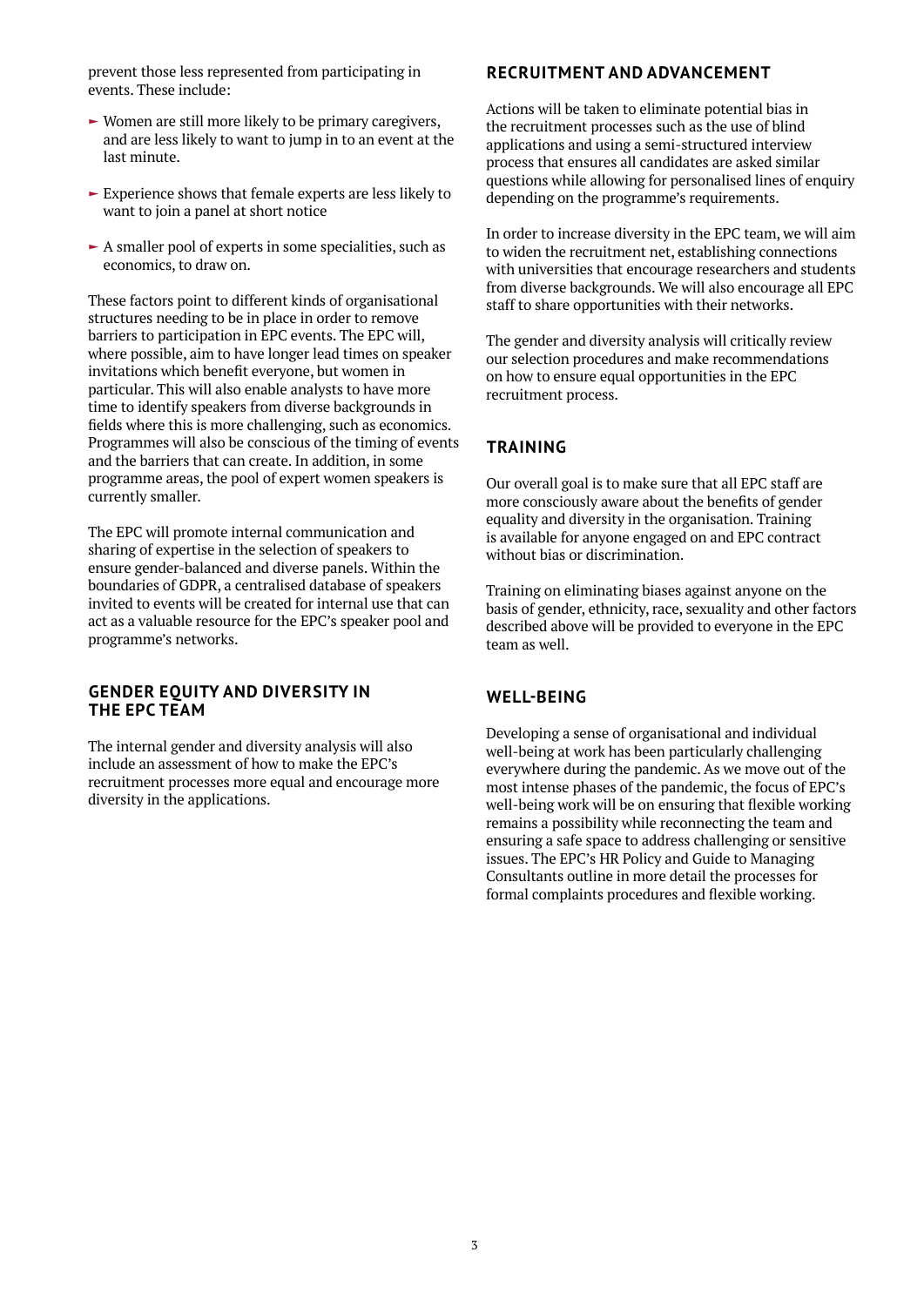prevent those less represented from participating in events. These include:

- Women are still more likely to be primary caregivers, and are less likely to want to jump in to an event at the last minute.
- Experience shows that female experts are less likely to want to join a panel at short notice
- A smaller pool of experts in some specialities, such as economics, to draw on.

These factors point to different kinds of organisational structures needing to be in place in order to remove barriers to participation in EPC events. The EPC will, where possible, aim to have longer lead times on speaker invitations which benefit everyone, but women in particular. This will also enable analysts to have more time to identify speakers from diverse backgrounds in fields where this is more challenging, such as economics. Programmes will also be conscious of the timing of events and the barriers that can create. In addition, in some programme areas, the pool of expert women speakers is currently smaller.

The EPC will promote internal communication and sharing of expertise in the selection of speakers to ensure gender-balanced and diverse panels. Within the boundaries of GDPR, a centralised database of speakers invited to events will be created for internal use that can act as a valuable resource for the EPC's speaker pool and programme's networks.

## GENDER EQUITY AND DIVERSITY IN THE EPC TEAM

The internal gender and diversity analysis will also include an assessment of how to make the EPC's recruitment processes more equal and encourage more diversity in the applications.

## RECRUITMENT AND ADVANCEMENT

Actions will be taken to eliminate potential bias in the recruitment processes such as the use of blind applications and using a semi-structured interview process that ensures all candidates are asked similar questions while allowing for personalised lines of enquiry depending on the programme's requirements.

In order to increase diversity in the EPC team, we will aim to widen the recruitment net, establishing connections with universities that encourage researchers and students from diverse backgrounds. We will also encourage all EPC staff to share opportunities with their networks.

The gender and diversity analysis will critically review our selection procedures and make recommendations on how to ensure equal opportunities in the EPC recruitment process.

## TRAINING

Our overall goal is to make sure that all EPC staff are more consciously aware about the benefits of gender equality and diversity in the organisation. Training is available for anyone engaged on and EPC contract without bias or discrimination.

Training on eliminating biases against anyone on the basis of gender, ethnicity, race, sexuality and other factors described above will be provided to everyone in the EPC team as well.

## WELL-BEING

Developing a sense of organisational and individual well-being at work has been particularly challenging everywhere during the pandemic. As we move out of the most intense phases of the pandemic, the focus of EPC's well-being work will be on ensuring that flexible working remains a possibility while reconnecting the team and ensuring a safe space to address challenging or sensitive issues. The EPC's HR Policy and Guide to Managing Consultants outline in more detail the processes for formal complaints procedures and flexible working.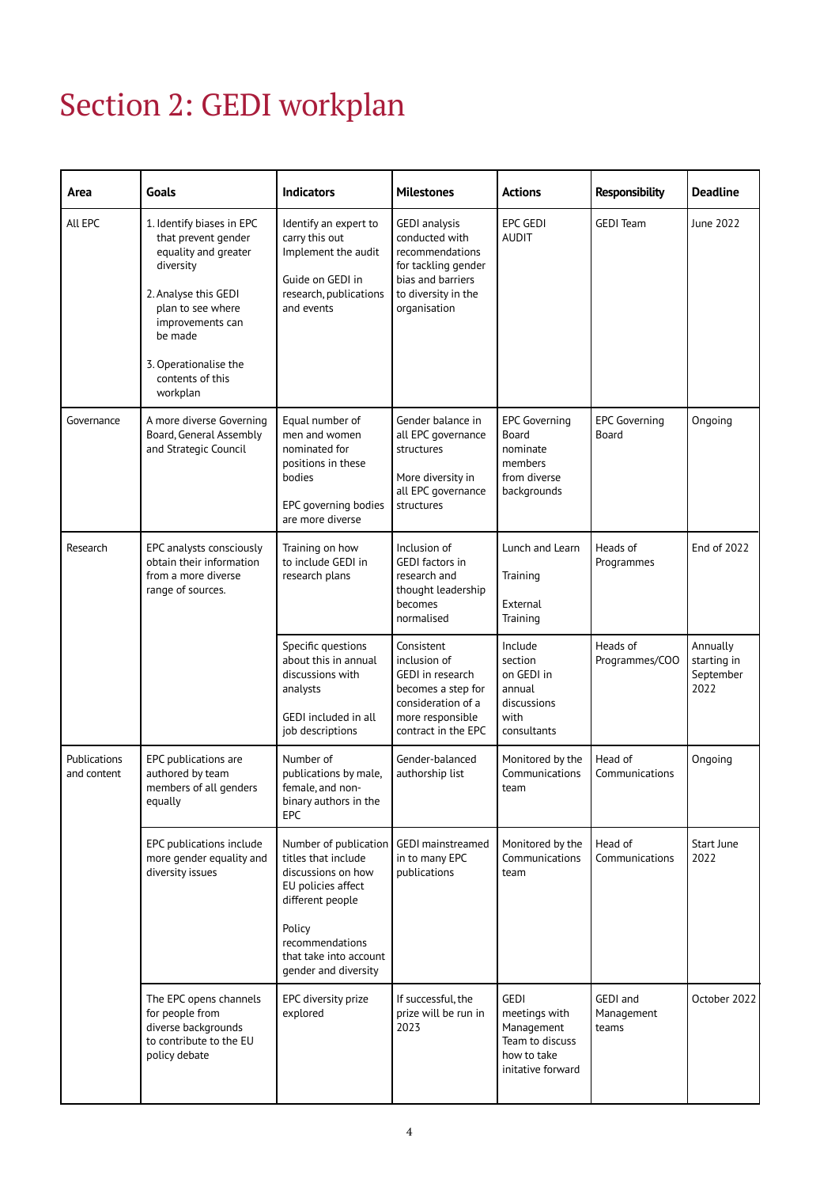# Section 2: GEDI workplan

| Area | Goals | Indicators | Milestones | Actions | Responsibility | Deadline |
|---|---|---|---|---|---|---|
| All EPC | 1. Identify biases in EPC that prevent gender equality and greater diversity<br>2. Analyse this GEDI plan to see where improvements can be made<br>3. Operationalise the contents of this workplan | Identify an expert to carry this out Implement the audit<br><br>Guide on GEDI in research, publications and events | GEDI analysis conducted with recommendations for tackling gender bias and barriers to diversity in the organisation | EPC GEDI AUDIT | GEDI Team | June 2022 |
| Governance | A more diverse Governing Board, General Assembly and Strategic Council | Equal number of men and women nominated for positions in these bodies<br><br>EPC governing bodies are more diverse | Gender balance in all EPC governance structures<br><br>More diversity in all EPC governance structures | EPC Governing Board nominate members from diverse backgrounds | EPC Governing Board | Ongoing |
| Research | EPC analysts consciously obtain their information from a more diverse range of sources. | Training on how to include GEDI in research plans | Inclusion of GEDI factors in research and thought leadership becomes normalised | Lunch and Learn<br><br>Training<br><br>External Training | Heads of Programmes | End of 2022 |
| | | Specific questions about this in annual discussions with analysts<br><br>GEDI included in all job descriptions | Consistent inclusion of GEDI in research becomes a step for consideration of a more responsible contract in the EPC | Include section on GEDI in annual discussions with consultants | Heads of Programmes/COO | Annually starting in September 2022 |
| Publications and content | EPC publications are authored by team members of all genders equally | Number of publications by male, female, and non-binary authors in the EPC | Gender-balanced authorship list | Monitored by the Communications team | Head of Communications | Ongoing |
| | EPC publications include more gender equality and diversity issues | Number of publication titles that include discussions on how EU policies affect different people<br><br>Policy recommendations that take into account gender and diversity | GEDI mainstreamed in to many EPC publications | Monitored by the Communications team | Head of Communications | Start June 2022 |
| | The EPC opens channels for people from diverse backgrounds to contribute to the EU policy debate | EPC diversity prize explored | If successful, the prize will be run in 2023 | GEDI meetings with Management Team to discuss how to take initative forward | GEDI and Management teams | October 2022 |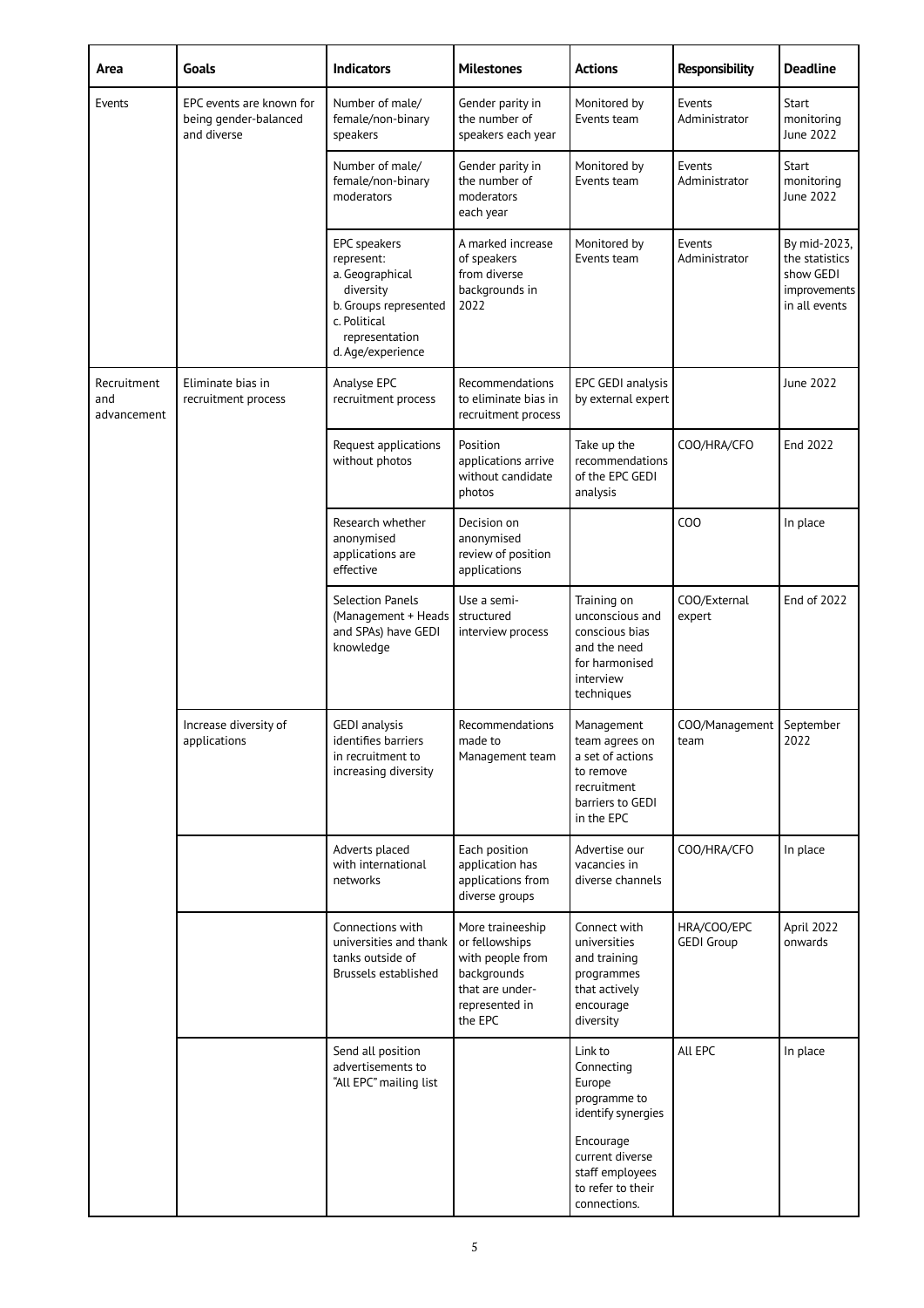| Area | Goals | Indicators | Milestones | Actions | Responsibility | Deadline |
|---|---|---|---|---|---|---|
| Events | EPC events are known for being gender-balanced and diverse | Number of male/ female/non-binary speakers | Gender parity in the number of speakers each year | Monitored by Events team | Events Administrator | Start monitoring June 2022 |
| | | Number of male/ female/non-binary moderators | Gender parity in the number of moderators each year | Monitored by Events team | Events Administrator | Start monitoring June 2022 |
| | | EPC speakers represent: a. Geographical diversity b. Groups represented c. Political representation d. Age/experience | A marked increase of speakers from diverse backgrounds in 2022 | Monitored by Events team | Events Administrator | By mid-2023, the statistics show GEDI improvements in all events |
| Recruitment and advancement | Eliminate bias in recruitment process | Analyse EPC recruitment process | Recommendations to eliminate bias in recruitment process | EPC GEDI analysis by external expert | | June 2022 |
| | | Request applications without photos | Position applications arrive without candidate photos | Take up the recommendations of the EPC GEDI analysis | COO/HRA/CFO | End 2022 |
| | | Research whether anonymised applications are effective | Decision on anonymised review of position applications | | COO | In place |
| | | Selection Panels (Management + Heads and SPAs) have GEDI knowledge | Use a semi-structured interview process | Training on unconscious and conscious bias and the need for harmonised interview techniques | COO/External expert | End of 2022 |
| | Increase diversity of applications | GEDI analysis identifies barriers in recruitment to increasing diversity | Recommendations made to Management team | Management team agrees on a set of actions to remove recruitment barriers to GEDI in the EPC | COO/Management team | September 2022 |
| | | Adverts placed with international networks | Each position application has applications from diverse groups | Advertise our vacancies in diverse channels | COO/HRA/CFO | In place |
| | | Connections with universities and thank tanks outside of Brussels established | More traineeship or fellowships with people from backgrounds that are under-represented in the EPC | Connect with universities and training programmes that actively encourage diversity | HRA/COO/EPC GEDI Group | April 2022 onwards |
| | | Send all position advertisements to "All EPC" mailing list | | Link to Connecting Europe programme to identify synergies<br><br>Encourage current diverse staff employees to refer to their connections. | All EPC | In place |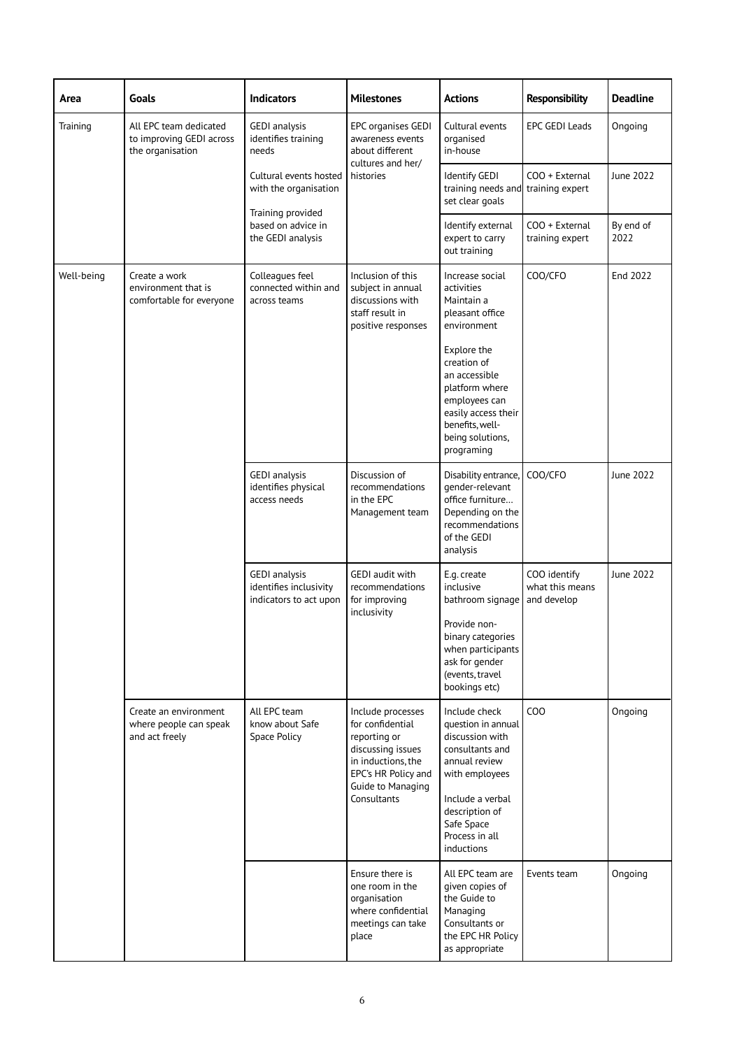| Area | Goals | Indicators | Milestones | Actions | Responsibility | Deadline |
|---|---|---|---|---|---|---|
| Training | All EPC team dedicated to improving GEDI across the organisation | GEDI analysis identifies training needs<br><br>Cultural events hosted with the organisation<br><br>Training provided based on advice in the GEDI analysis | EPC organises GEDI awareness events about different cultures and her/histories | Cultural events organised in-house | EPC GEDI Leads | Ongoing |
| | | | | Identify GEDI training needs and set clear goals | COO + External training expert | June 2022 |
| | | | | Identify external expert to carry out training | COO + External training expert | By end of 2022 |
| Well-being | Create a work environment that is comfortable for everyone | Colleagues feel connected within and across teams | Inclusion of this subject in annual discussions with staff result in positive responses | Increase social activities<br>Maintain a pleasant office environment<br><br>Explore the creation of an accessible platform where employees can easily access their benefits, well-being solutions, programing | COO/CFO | End 2022 |
| | | GEDI analysis identifies physical access needs | Discussion of recommendations in the EPC Management team | Disability entrance, gender-relevant office furniture… Depending on the recommendations of the GEDI analysis | COO/CFO | June 2022 |
| | | GEDI analysis identifies inclusivity indicators to act upon | GEDI audit with recommendations for improving inclusivity | E.g. create inclusive bathroom signage<br><br>Provide non-binary categories when participants ask for gender (events, travel bookings etc) | COO identify what this means and develop | June 2022 |
| | Create an environment where people can speak and act freely | All EPC team know about Safe Space Policy | Include processes for confidential reporting or discussing issues in inductions, the EPC's HR Policy and Guide to Managing Consultants | Include check question in annual discussion with consultants and annual review with employees<br><br>Include a verbal description of Safe Space Process in all inductions | COO | Ongoing |
| | | | Ensure there is one room in the organisation where confidential meetings can take place | All EPC team are given copies of the Guide to Managing Consultants or the EPC HR Policy as appropriate | Events team | Ongoing |